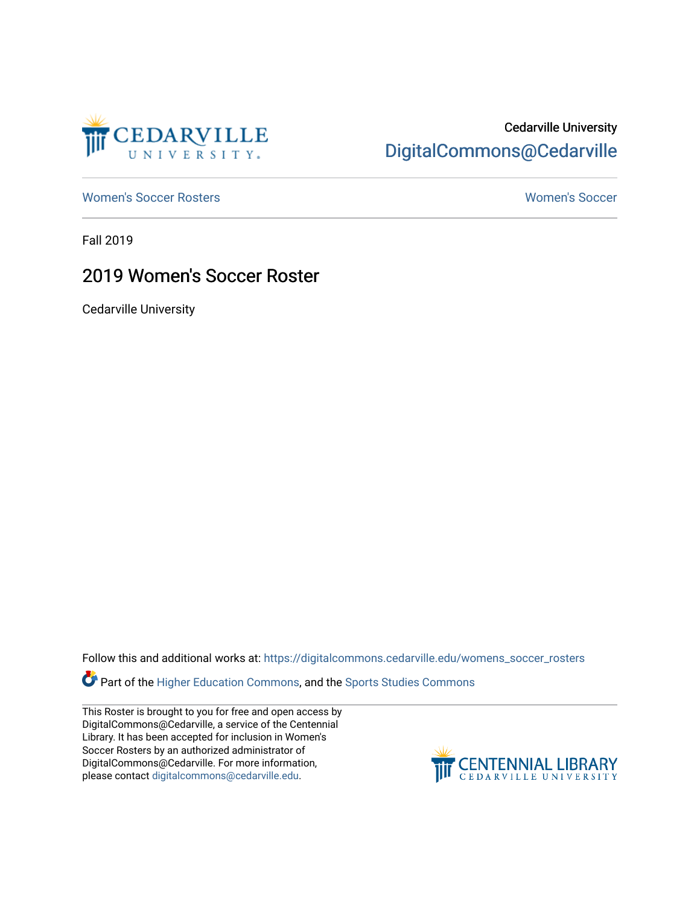Cedarville University

DigitalCommons@Cedarville

Women's Soccer Rosters | Women's Soccer

Fall 2019

# 2019 Women's Soccer Roster

Cedarville University

Follow this and additional works at: https://digitalcommons.cedarville.edu/womens_soccer_rosters

Part of the Higher Education Commons, and the Sports Studies Commons

This Roster is brought to you for free and open access by DigitalCommons@Cedarville, a service of the Centennial Library. It has been accepted for inclusion in Women's Soccer Rosters by an authorized administrator of DigitalCommons@Cedarville. For more information, please contact digitalcommons@cedarville.edu.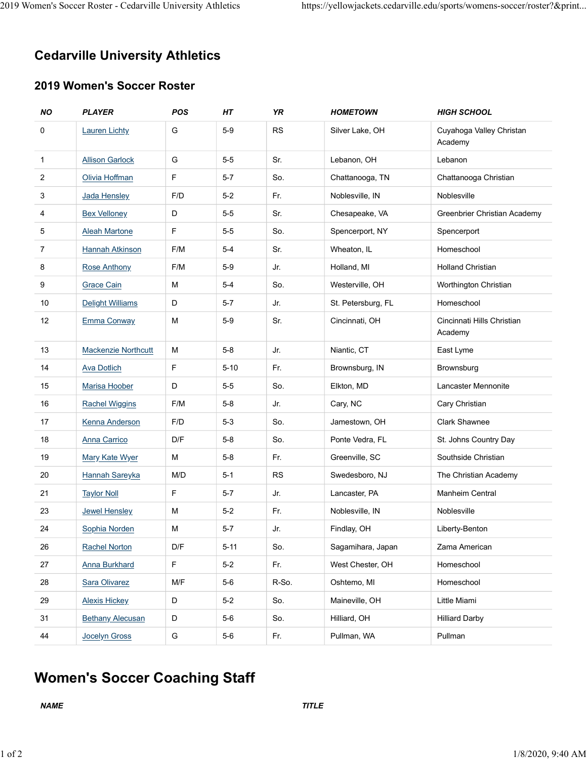# Cedarville University Athletics

## 2019 Women's Soccer Roster

| NO | PLAYER | POS | HT | YR | HOMETOWN | HIGH SCHOOL |
|---|---|---|---|---|---|---|
| 0 | Lauren Lichty | G | 5-9 | RS | Silver Lake, OH | Cuyahoga Valley Christan Academy |
| 1 | Allison Garlock | G | 5-5 | Sr. | Lebanon, OH | Lebanon |
| 2 | Olivia Hoffman | F | 5-7 | So. | Chattanooga, TN | Chattanooga Christian |
| 3 | Jada Hensley | F/D | 5-2 | Fr. | Noblesville, IN | Noblesville |
| 4 | Bex Velloney | D | 5-5 | Sr. | Chesapeake, VA | Greenbrier Christian Academy |
| 5 | Aleah Martone | F | 5-5 | So. | Spencerport, NY | Spencerport |
| 7 | Hannah Atkinson | F/M | 5-4 | Sr. | Wheaton, IL | Homeschool |
| 8 | Rose Anthony | F/M | 5-9 | Jr. | Holland, MI | Holland Christian |
| 9 | Grace Cain | M | 5-4 | So. | Westerville, OH | Worthington Christian |
| 10 | Delight Williams | D | 5-7 | Jr. | St. Petersburg, FL | Homeschool |
| 12 | Emma Conway | M | 5-9 | Sr. | Cincinnati, OH | Cincinnati Hills Christian Academy |
| 13 | Mackenzie Northcutt | M | 5-8 | Jr. | Niantic, CT | East Lyme |
| 14 | Ava Dotlich | F | 5-10 | Fr. | Brownsburg, IN | Brownsburg |
| 15 | Marisa Hoober | D | 5-5 | So. | Elkton, MD | Lancaster Mennonite |
| 16 | Rachel Wiggins | F/M | 5-8 | Jr. | Cary, NC | Cary Christian |
| 17 | Kenna Anderson | F/D | 5-3 | So. | Jamestown, OH | Clark Shawnee |
| 18 | Anna Carrico | D/F | 5-8 | So. | Ponte Vedra, FL | St. Johns Country Day |
| 19 | Mary Kate Wyer | M | 5-8 | Fr. | Greenville, SC | Southside Christian |
| 20 | Hannah Sareyka | M/D | 5-1 | RS | Swedesboro, NJ | The Christian Academy |
| 21 | Taylor Noll | F | 5-7 | Jr. | Lancaster, PA | Manheim Central |
| 23 | Jewel Hensley | M | 5-2 | Fr. | Noblesville, IN | Noblesville |
| 24 | Sophia Norden | M | 5-7 | Jr. | Findlay, OH | Liberty-Benton |
| 26 | Rachel Norton | D/F | 5-11 | So. | Sagamihara, Japan | Zama American |
| 27 | Anna Burkhard | F | 5-2 | Fr. | West Chester, OH | Homeschool |
| 28 | Sara Olivarez | M/F | 5-6 | R-So. | Oshtemo, MI | Homeschool |
| 29 | Alexis Hickey | D | 5-2 | So. | Maineville, OH | Little Miami |
| 31 | Bethany Alecusan | D | 5-6 | So. | Hilliard, OH | Hilliard Darby |
| 44 | Jocelyn Gross | G | 5-6 | Fr. | Pullman, WA | Pullman |

# Women's Soccer Coaching Staff

| NAME | TITLE |
|---|---|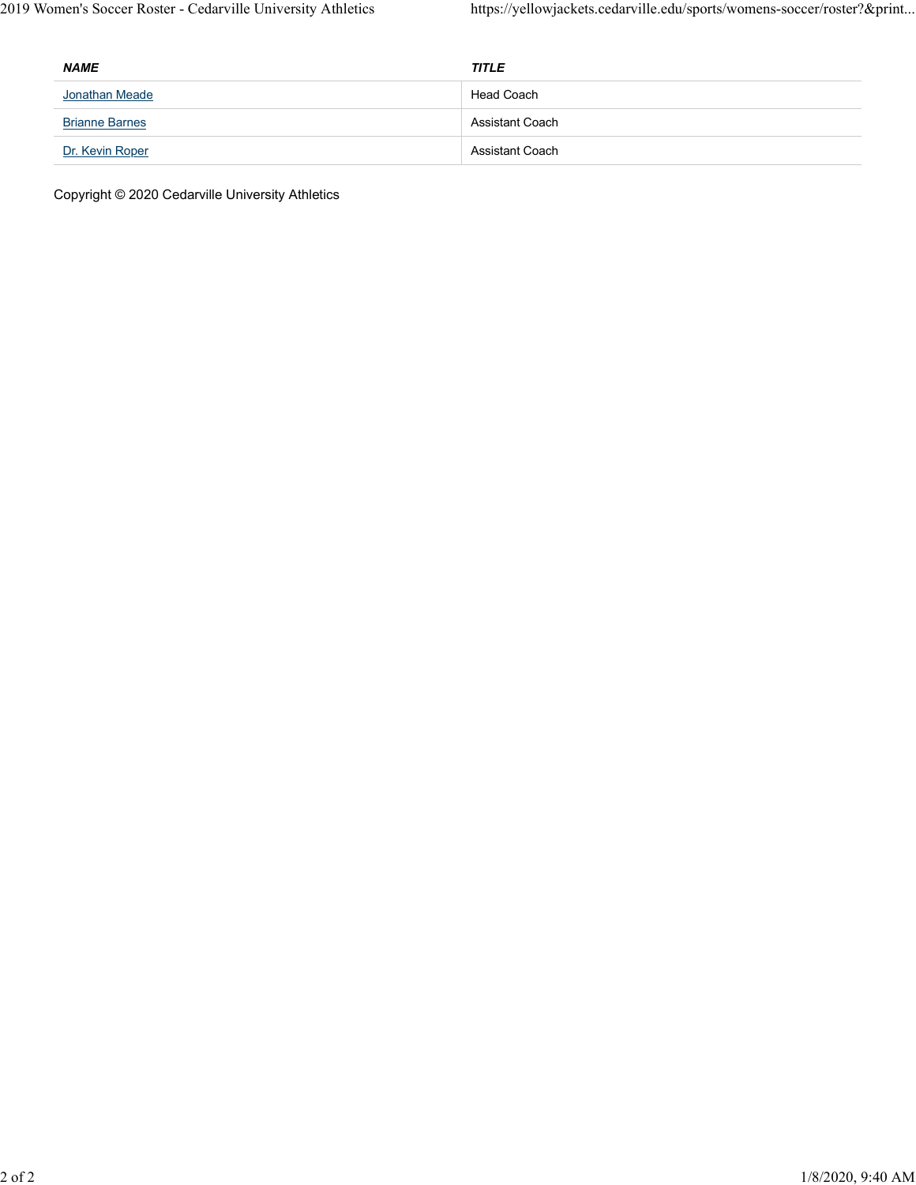| ***NAME*** | ***TITLE*** |
| --- | --- |
| Jonathan Meade | Head Coach |
| Brianne Barnes | Assistant Coach |
| Dr. Kevin Roper | Assistant Coach |

Copyright © 2020 Cedarville University Athletics